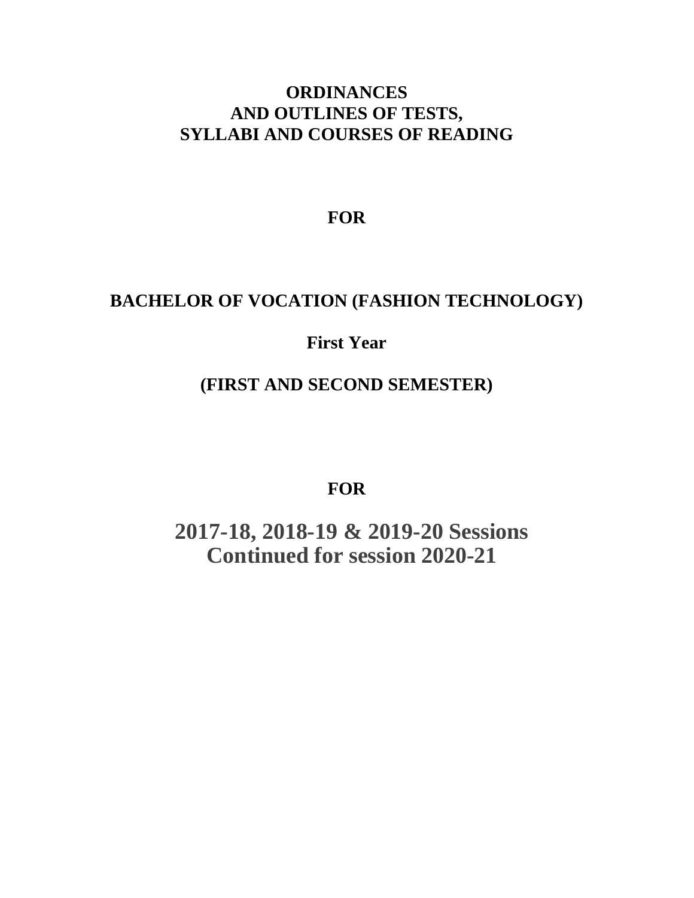# ORDINANCES
# AND OUTLINES OF TESTS,
# SYLLABI AND COURSES OF READING

**FOR**

# BACHELOR OF VOCATION (FASHION TECHNOLOGY)

**First Year**

**(FIRST AND SECOND SEMESTER)**

**FOR**

**2017-18, 2018-19 & 2019-20 Sessions**
**Continued for session 2020-21**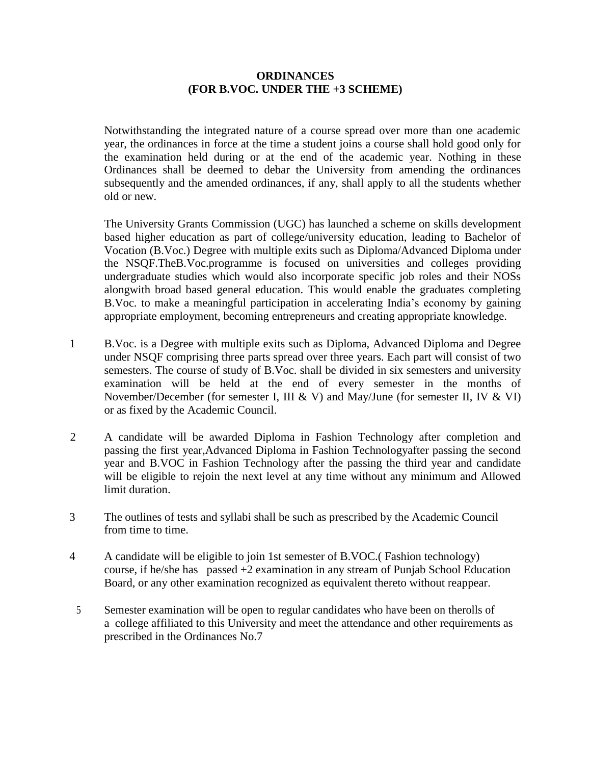**ORDINANCES**
**(FOR B.VOC. UNDER THE +3 SCHEME)**

Notwithstanding the integrated nature of a course spread over more than one academic year, the ordinances in force at the time a student joins a course shall hold good only for the examination held during or at the end of the academic year. Nothing in these Ordinances shall be deemed to debar the University from amending the ordinances subsequently and the amended ordinances, if any, shall apply to all the students whether old or new.

The University Grants Commission (UGC) has launched a scheme on skills development based higher education as part of college/university education, leading to Bachelor of Vocation (B.Voc.) Degree with multiple exits such as Diploma/Advanced Diploma under the NSQF.TheB.Voc.programme is focused on universities and colleges providing undergraduate studies which would also incorporate specific job roles and their NOSs alongwith broad based general education. This would enable the graduates completing B.Voc. to make a meaningful participation in accelerating India's economy by gaining appropriate employment, becoming entrepreneurs and creating appropriate knowledge.

1. B.Voc. is a Degree with multiple exits such as Diploma, Advanced Diploma and Degree under NSQF comprising three parts spread over three years. Each part will consist of two semesters. The course of study of B.Voc. shall be divided in six semesters and university examination will be held at the end of every semester in the months of November/December (for semester I, III & V) and May/June (for semester II, IV & VI) or as fixed by the Academic Council.

2. A candidate will be awarded Diploma in Fashion Technology after completion and passing the first year,Advanced Diploma in Fashion Technologyafter passing the second year and B.VOC in Fashion Technology after the passing the third year and candidate will be eligible to rejoin the next level at any time without any minimum and Allowed limit duration.

3. The outlines of tests and syllabi shall be such as prescribed by the Academic Council from time to time.

4. A candidate will be eligible to join 1st semester of B.VOC.( Fashion technology) course, if he/she has passed +2 examination in any stream of Punjab School Education Board, or any other examination recognized as equivalent thereto without reappear.

5. Semester examination will be open to regular candidates who have been on therolls of a college affiliated to this University and meet the attendance and other requirements as prescribed in the Ordinances No.7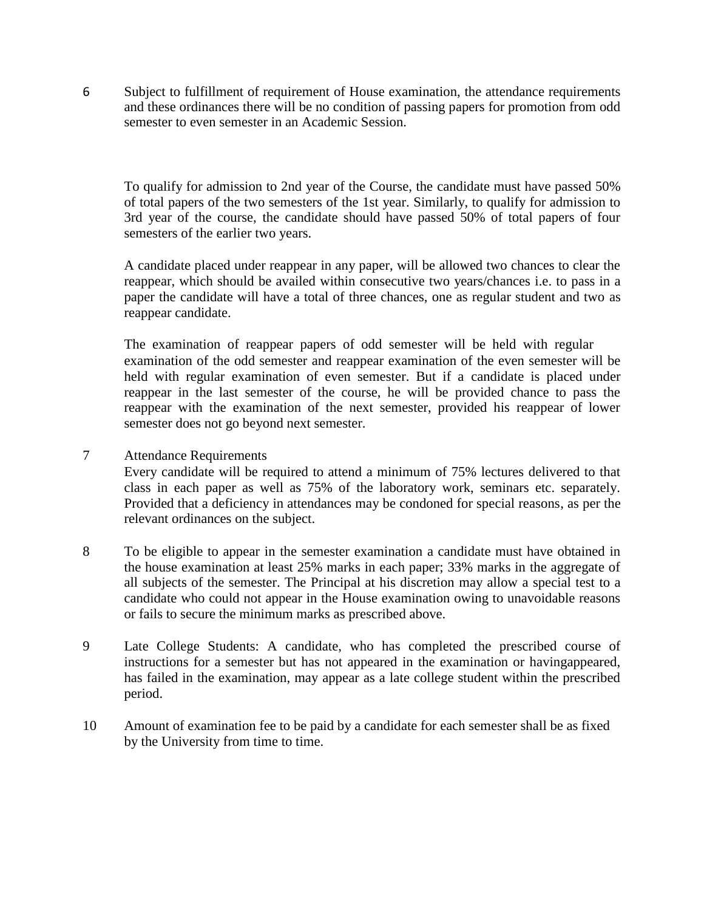6 Subject to fulfillment of requirement of House examination, the attendance requirements and these ordinances there will be no condition of passing papers for promotion from odd semester to even semester in an Academic Session.

To qualify for admission to 2nd year of the Course, the candidate must have passed 50% of total papers of the two semesters of the 1st year. Similarly, to qualify for admission to 3rd year of the course, the candidate should have passed 50% of total papers of four semesters of the earlier two years.

A candidate placed under reappear in any paper, will be allowed two chances to clear the reappear, which should be availed within consecutive two years/chances i.e. to pass in a paper the candidate will have a total of three chances, one as regular student and two as reappear candidate.

The examination of reappear papers of odd semester will be held with regular examination of the odd semester and reappear examination of the even semester will be held with regular examination of even semester. But if a candidate is placed under reappear in the last semester of the course, he will be provided chance to pass the reappear with the examination of the next semester, provided his reappear of lower semester does not go beyond next semester.

7 Attendance Requirements

Every candidate will be required to attend a minimum of 75% lectures delivered to that class in each paper as well as 75% of the laboratory work, seminars etc. separately. Provided that a deficiency in attendances may be condoned for special reasons, as per the relevant ordinances on the subject.

8 To be eligible to appear in the semester examination a candidate must have obtained in the house examination at least 25% marks in each paper; 33% marks in the aggregate of all subjects of the semester. The Principal at his discretion may allow a special test to a candidate who could not appear in the House examination owing to unavoidable reasons or fails to secure the minimum marks as prescribed above.

9 Late College Students: A candidate, who has completed the prescribed course of instructions for a semester but has not appeared in the examination or havingappeared, has failed in the examination, may appear as a late college student within the prescribed period.

10 Amount of examination fee to be paid by a candidate for each semester shall be as fixed by the University from time to time.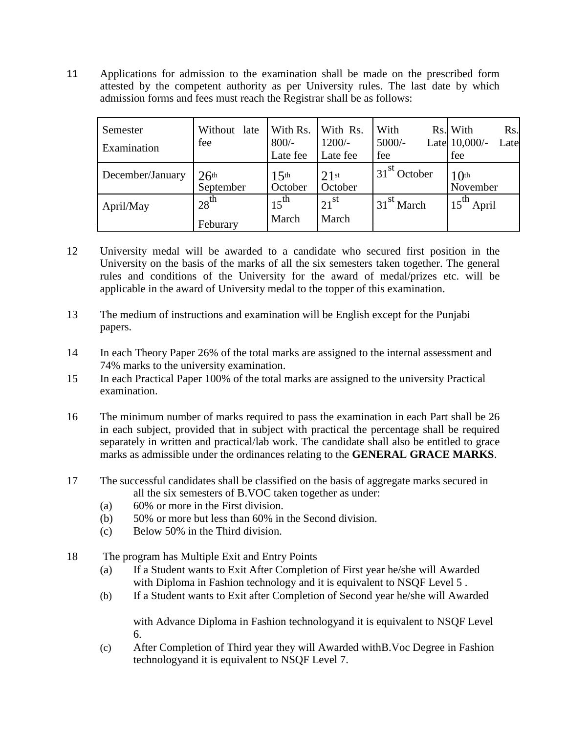11 Applications for admission to the examination shall be made on the prescribed form attested by the competent authority as per University rules. The last date by which admission forms and fees must reach the Registrar shall be as follows:

| Semester Examination | Without late fee | With Rs. 800/- Late fee | With Rs. 1200/- Late fee | With Rs. 5000/- Late fee | With Rs. 10,000/- Late fee |
|---|---|---|---|---|---|
| December/January | 26th September | 15th October | 21st October | 31st October | 10th November |
| April/May | 28th Feburary | 15th March | 21st March | 31st March | 15th April |

12 University medal will be awarded to a candidate who secured first position in the University on the basis of the marks of all the six semesters taken together. The general rules and conditions of the University for the award of medal/prizes etc. will be applicable in the award of University medal to the topper of this examination.

13 The medium of instructions and examination will be English except for the Punjabi papers.

14 In each Theory Paper 26% of the total marks are assigned to the internal assessment and 74% marks to the university examination.

15 In each Practical Paper 100% of the total marks are assigned to the university Practical examination.

16 The minimum number of marks required to pass the examination in each Part shall be 26 in each subject, provided that in subject with practical the percentage shall be required separately in written and practical/lab work. The candidate shall also be entitled to grace marks as admissible under the ordinances relating to the **GENERAL GRACE MARKS**.

17 The successful candidates shall be classified on the basis of aggregate marks secured in all the six semesters of B.VOC taken together as under:

(a) 60% or more in the First division.

(b) 50% or more but less than 60% in the Second division.

(c) Below 50% in the Third division.

18 The program has Multiple Exit and Entry Points

(a) If a Student wants to Exit After Completion of First year he/she will Awarded with Diploma in Fashion technology and it is equivalent to NSQF Level 5 .

(b) If a Student wants to Exit after Completion of Second year he/she will Awarded with Advance Diploma in Fashion technologyand it is equivalent to NSQF Level 6.

(c) After Completion of Third year they will Awarded withB.Voc Degree in Fashion technologyand it is equivalent to NSQF Level 7.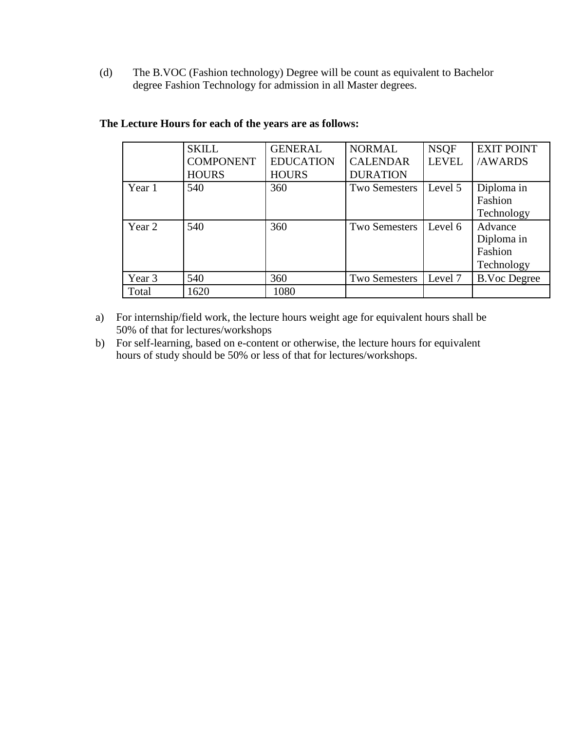(d) The B.VOC (Fashion technology) Degree will be count as equivalent to Bachelor degree Fashion Technology for admission in all Master degrees.

**The Lecture Hours for each of the years are as follows:**

| | SKILL COMPONENT HOURS | GENERAL EDUCATION HOURS | NORMAL CALENDAR DURATION | NSQF LEVEL | EXIT POINT /AWARDS |
|---|---|---|---|---|---|
| Year 1 | 540 | 360 | Two Semesters | Level 5 | Diploma in Fashion Technology |
| Year 2 | 540 | 360 | Two Semesters | Level 6 | Advance Diploma in Fashion Technology |
| Year 3 | 540 | 360 | Two Semesters | Level 7 | B.Voc Degree |
| Total | 1620 | 1080 | | | |

a) For internship/field work, the lecture hours weight age for equivalent hours shall be 50% of that for lectures/workshops

b) For self-learning, based on e-content or otherwise, the lecture hours for equivalent hours of study should be 50% or less of that for lectures/workshops.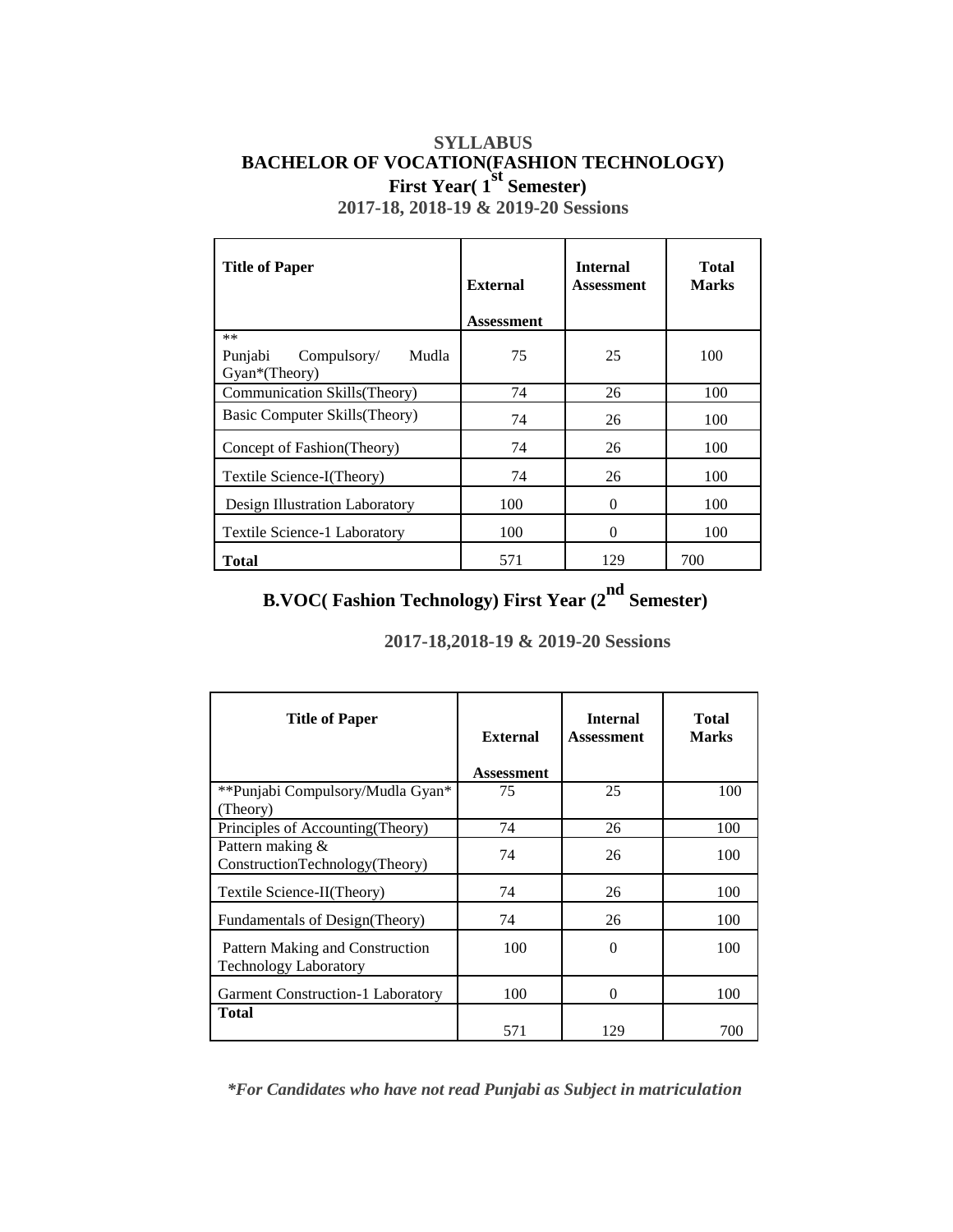# SYLLABUS

## BACHELOR OF VOCATION(FASHION TECHNOLOGY)

### First Year( 1st Semester)

### 2017-18, 2018-19 & 2019-20 Sessions

| Title of Paper | External Assessment | Internal Assessment | Total Marks |
|---|---|---|---|
| ** Punjabi Compulsory/ Mudla Gyan*(Theory) | 75 | 25 | 100 |
| Communication Skills(Theory) | 74 | 26 | 100 |
| Basic Computer Skills(Theory) | 74 | 26 | 100 |
| Concept of Fashion(Theory) | 74 | 26 | 100 |
| Textile Science-I(Theory) | 74 | 26 | 100 |
| Design Illustration Laboratory | 100 | 0 | 100 |
| Textile Science-1 Laboratory | 100 | 0 | 100 |
| **Total** | 571 | 129 | 700 |

## B.VOC( Fashion Technology) First Year (2nd Semester)

### 2017-18,2018-19 & 2019-20 Sessions

| Title of Paper | External Assessment | Internal Assessment | Total Marks |
|---|---|---|---|
| **Punjabi Compulsory/Mudla Gyan* (Theory) | 75 | 25 | 100 |
| Principles of Accounting(Theory) | 74 | 26 | 100 |
| Pattern making & ConstructionTechnology(Theory) | 74 | 26 | 100 |
| Textile Science-II(Theory) | 74 | 26 | 100 |
| Fundamentals of Design(Theory) | 74 | 26 | 100 |
| Pattern Making and Construction Technology Laboratory | 100 | 0 | 100 |
| Garment Construction-1 Laboratory | 100 | 0 | 100 |
| **Total** | 571 | 129 | 700 |

***For Candidates who have not read Punjabi as Subject in matriculation***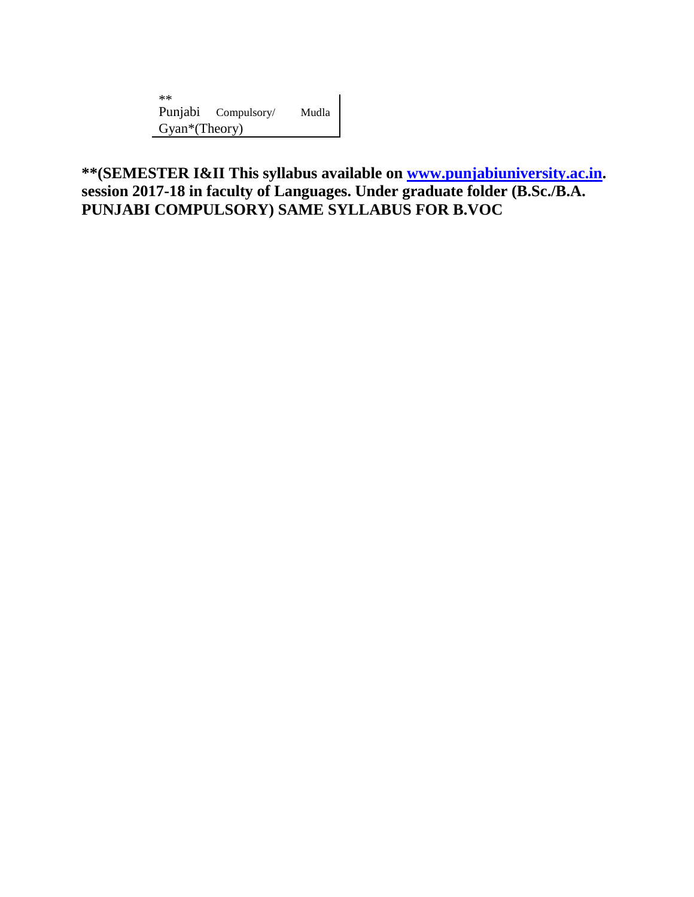| ** Punjabi Compulsory/ Mudla Gyan*(Theory) |
|---|

**\*\*(SEMESTER I&II This syllabus available on [www.punjabiuniversity.ac.in](http://www.punjabiuniversity.ac.in). session 2017-18 in faculty of Languages. Under graduate folder (B.Sc./B.A. PUNJABI COMPULSORY) SAME SYLLABUS FOR B.VOC**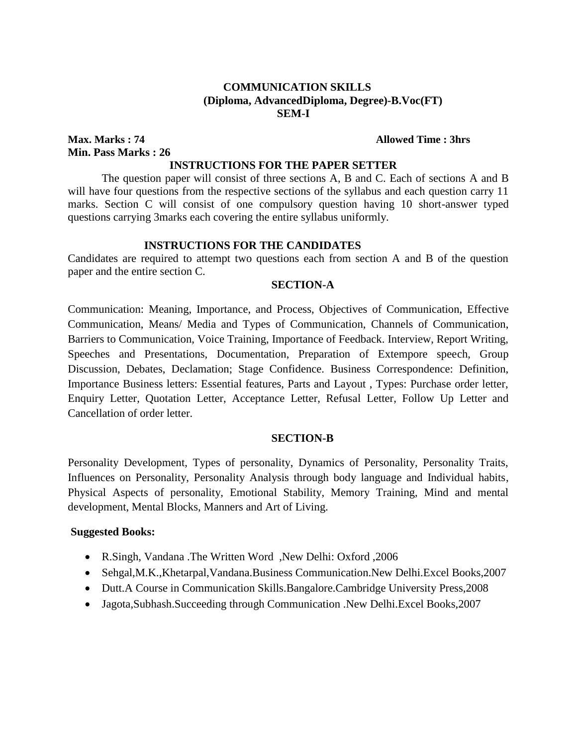# COMMUNICATION SKILLS
## (Diploma, AdvancedDiploma, Degree)-B.Voc(FT)
## SEM-I

**Max. Marks : 74** **Allowed Time : 3hrs**
**Min. Pass Marks : 26**

### INSTRUCTIONS FOR THE PAPER SETTER

The question paper will consist of three sections A, B and C. Each of sections A and B will have four questions from the respective sections of the syllabus and each question carry 11 marks. Section C will consist of one compulsory question having 10 short-answer typed questions carrying 3marks each covering the entire syllabus uniformly.

### INSTRUCTIONS FOR THE CANDIDATES

Candidates are required to attempt two questions each from section A and B of the question paper and the entire section C.

### SECTION-A

Communication: Meaning, Importance, and Process, Objectives of Communication, Effective Communication, Means/ Media and Types of Communication, Channels of Communication, Barriers to Communication, Voice Training, Importance of Feedback. Interview, Report Writing, Speeches and Presentations, Documentation, Preparation of Extempore speech, Group Discussion, Debates, Declamation; Stage Confidence. Business Correspondence: Definition, Importance Business letters: Essential features, Parts and Layout , Types: Purchase order letter, Enquiry Letter, Quotation Letter, Acceptance Letter, Refusal Letter, Follow Up Letter and Cancellation of order letter.

### SECTION-B

Personality Development, Types of personality, Dynamics of Personality, Personality Traits, Influences on Personality, Personality Analysis through body language and Individual habits, Physical Aspects of personality, Emotional Stability, Memory Training, Mind and mental development, Mental Blocks, Manners and Art of Living.

**Suggested Books:**

- R.Singh, Vandana .The Written Word ,New Delhi: Oxford ,2006
- Sehgal,M.K.,Khetarpal,Vandana.Business Communication.New Delhi.Excel Books,2007
- Dutt.A Course in Communication Skills.Bangalore.Cambridge University Press,2008
- Jagota,Subhash.Succeeding through Communication .New Delhi.Excel Books,2007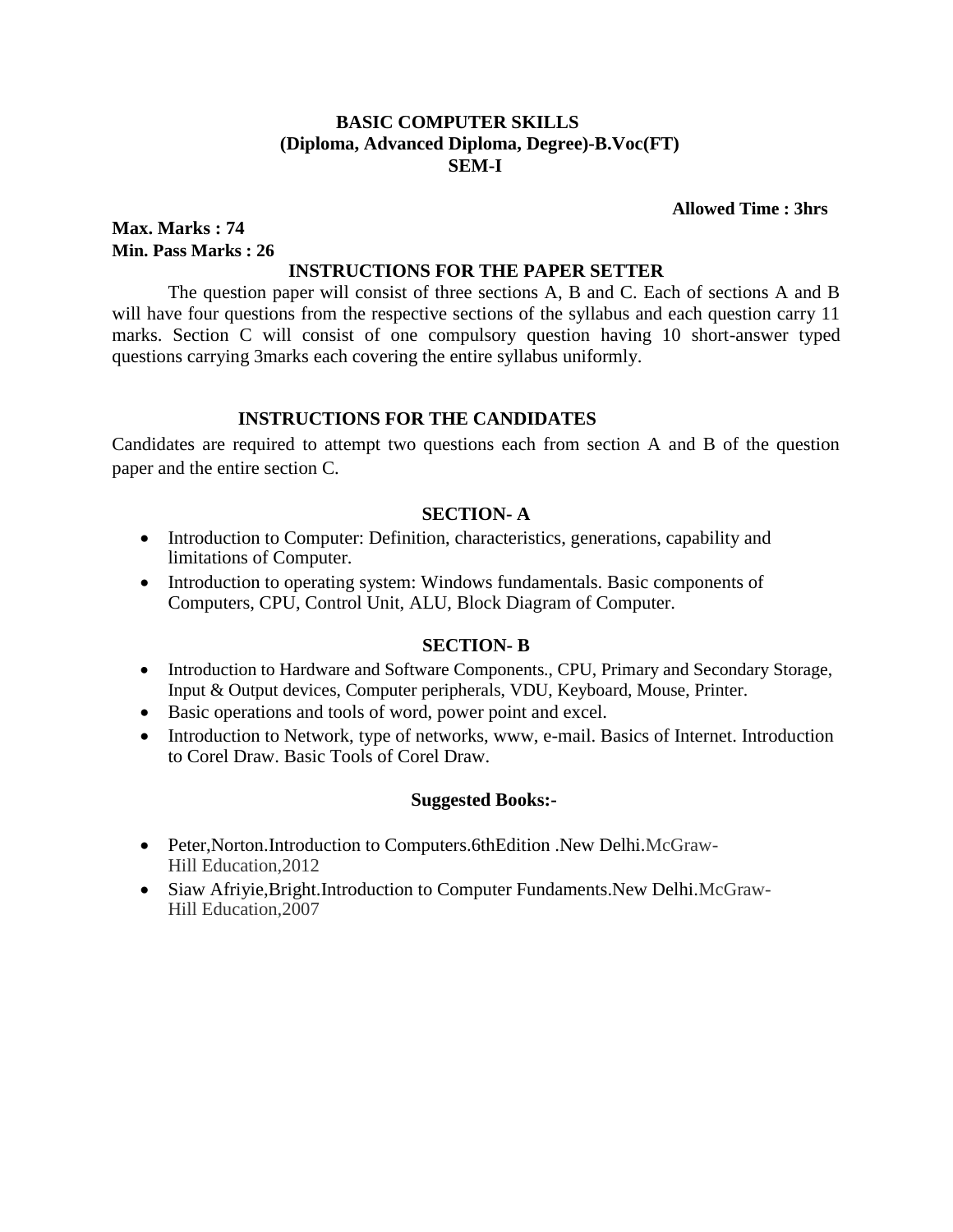# BASIC COMPUTER SKILLS
## (Diploma, Advanced Diploma, Degree)-B.Voc(FT)
## SEM-I

**Allowed Time : 3hrs**

**Max. Marks : 74**
**Min. Pass Marks : 26**

### INSTRUCTIONS FOR THE PAPER SETTER

The question paper will consist of three sections A, B and C. Each of sections A and B will have four questions from the respective sections of the syllabus and each question carry 11 marks. Section C will consist of one compulsory question having 10 short-answer typed questions carrying 3marks each covering the entire syllabus uniformly.

### INSTRUCTIONS FOR THE CANDIDATES

Candidates are required to attempt two questions each from section A and B of the question paper and the entire section C.

### SECTION- A

- Introduction to Computer: Definition, characteristics, generations, capability and limitations of Computer.
- Introduction to operating system: Windows fundamentals. Basic components of Computers, CPU, Control Unit, ALU, Block Diagram of Computer.

### SECTION- B

- Introduction to Hardware and Software Components., CPU, Primary and Secondary Storage, Input & Output devices, Computer peripherals, VDU, Keyboard, Mouse, Printer.
- Basic operations and tools of word, power point and excel.
- Introduction to Network, type of networks, www, e-mail. Basics of Internet. Introduction to Corel Draw. Basic Tools of Corel Draw.

### Suggested Books:-

- Peter,Norton.Introduction to Computers.6thEdition .New Delhi.McGraw-Hill Education,2012
- Siaw Afriyie,Bright.Introduction to Computer Fundaments.New Delhi.McGraw-Hill Education,2007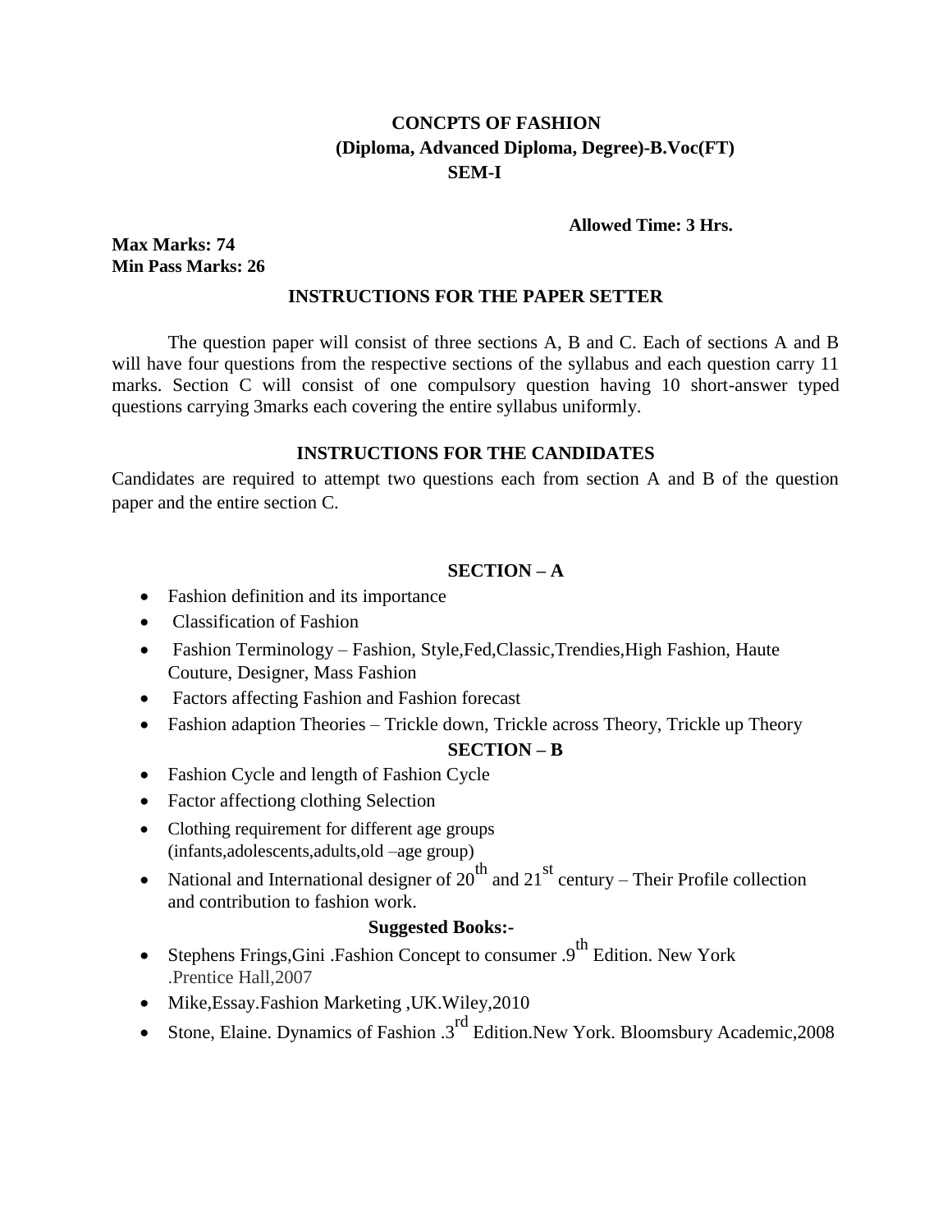# CONCPTS OF FASHION
## (Diploma, Advanced Diploma, Degree)-B.Voc(FT)
## SEM-I

**Allowed Time: 3 Hrs.**

**Max Marks: 74**
**Min Pass Marks: 26**

### INSTRUCTIONS FOR THE PAPER SETTER

The question paper will consist of three sections A, B and C. Each of sections A and B will have four questions from the respective sections of the syllabus and each question carry 11 marks. Section C will consist of one compulsory question having 10 short-answer typed questions carrying 3marks each covering the entire syllabus uniformly.

### INSTRUCTIONS FOR THE CANDIDATES

Candidates are required to attempt two questions each from section A and B of the question paper and the entire section C.

### SECTION – A

- Fashion definition and its importance
- Classification of Fashion
- Fashion Terminology – Fashion, Style,Fed,Classic,Trendies,High Fashion, Haute Couture, Designer, Mass Fashion
- Factors affecting Fashion and Fashion forecast
- Fashion adaption Theories – Trickle down, Trickle across Theory, Trickle up Theory

### SECTION – B

- Fashion Cycle and length of Fashion Cycle
- Factor affectiong clothing Selection
- Clothing requirement for different age groups (infants,adolescents,adults,old –age group)
- National and International designer of 20th and 21st century – Their Profile collection and contribution to fashion work.

### Suggested Books:-

- Stephens Frings,Gini .Fashion Concept to consumer .9th Edition. New York .Prentice Hall,2007
- Mike,Essay.Fashion Marketing ,UK.Wiley,2010
- Stone, Elaine. Dynamics of Fashion .3rd Edition.New York. Bloomsbury Academic,2008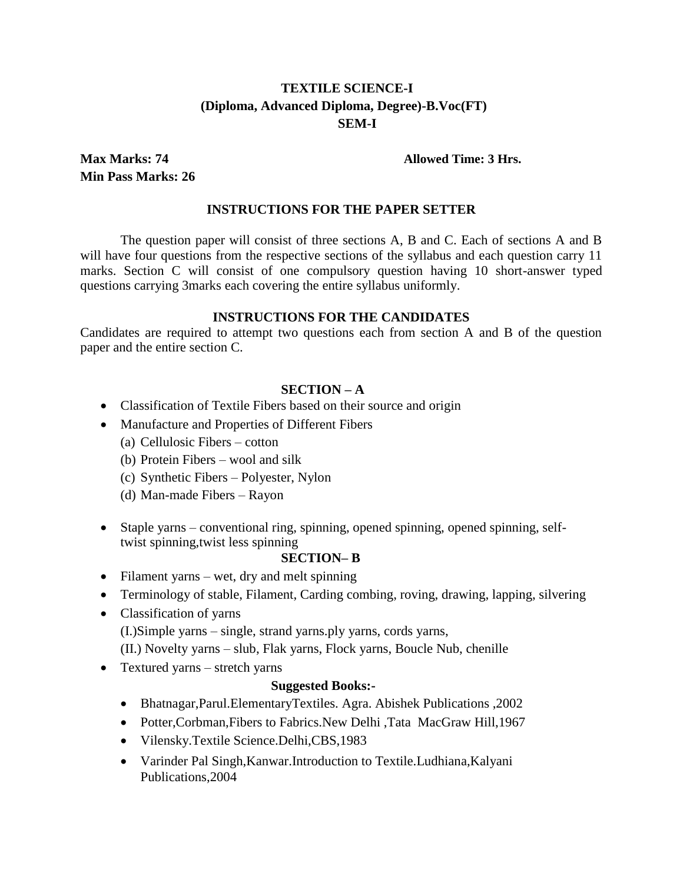## TEXTILE SCIENCE-I
## (Diploma, Advanced Diploma, Degree)-B.Voc(FT)
## SEM-I

**Max Marks: 74** **Allowed Time: 3 Hrs.**
**Min Pass Marks: 26**

### INSTRUCTIONS FOR THE PAPER SETTER

The question paper will consist of three sections A, B and C. Each of sections A and B will have four questions from the respective sections of the syllabus and each question carry 11 marks. Section C will consist of one compulsory question having 10 short-answer typed questions carrying 3marks each covering the entire syllabus uniformly.

### INSTRUCTIONS FOR THE CANDIDATES

Candidates are required to attempt two questions each from section A and B of the question paper and the entire section C.

### SECTION – A

- Classification of Textile Fibers based on their source and origin
- Manufacture and Properties of Different Fibers
  - (a) Cellulosic Fibers – cotton
  - (b) Protein Fibers – wool and silk
  - (c) Synthetic Fibers – Polyester, Nylon
  - (d) Man-made Fibers – Rayon
- Staple yarns – conventional ring, spinning, opened spinning, opened spinning, self-twist spinning,twist less spinning

### SECTION– B

- Filament yarns – wet, dry and melt spinning
- Terminology of stable, Filament, Carding combing, roving, drawing, lapping, silvering
- Classification of yarns
  (I.)Simple yarns – single, strand yarns.ply yarns, cords yarns,
  (II.) Novelty yarns – slub, Flak yarns, Flock yarns, Boucle Nub, chenille
- Textured yarns – stretch yarns

**Suggested Books:-**

- Bhatnagar,Parul.ElementaryTextiles. Agra. Abishek Publications ,2002
- Potter,Corbman,Fibers to Fabrics.New Delhi ,Tata MacGraw Hill,1967
- Vilensky.Textile Science.Delhi,CBS,1983
- Varinder Pal Singh,Kanwar.Introduction to Textile.Ludhiana,Kalyani Publications,2004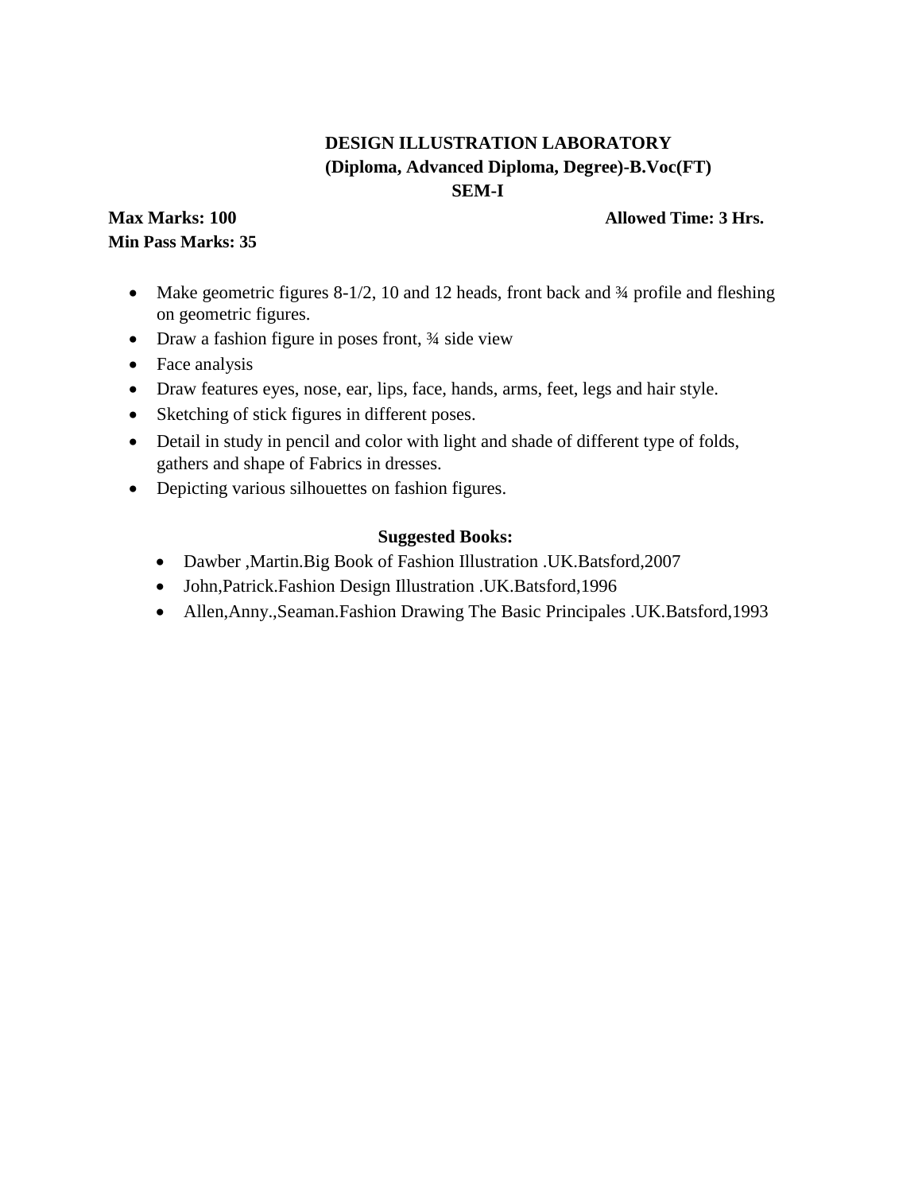**DESIGN ILLUSTRATION LABORATORY**
**(Diploma, Advanced Diploma, Degree)-B.Voc(FT)**
**SEM-I**

**Max Marks: 100** **Allowed Time: 3 Hrs.**
**Min Pass Marks: 35**

- Make geometric figures 8-1/2, 10 and 12 heads, front back and ¾ profile and fleshing on geometric figures.
- Draw a fashion figure in poses front, ¾ side view
- Face analysis
- Draw features eyes, nose, ear, lips, face, hands, arms, feet, legs and hair style.
- Sketching of stick figures in different poses.
- Detail in study in pencil and color with light and shade of different type of folds, gathers and shape of Fabrics in dresses.
- Depicting various silhouettes on fashion figures.

**Suggested Books:**

- Dawber ,Martin.Big Book of Fashion Illustration .UK.Batsford,2007
- John,Patrick.Fashion Design Illustration .UK.Batsford,1996
- Allen,Anny.,Seaman.Fashion Drawing The Basic Principales .UK.Batsford,1993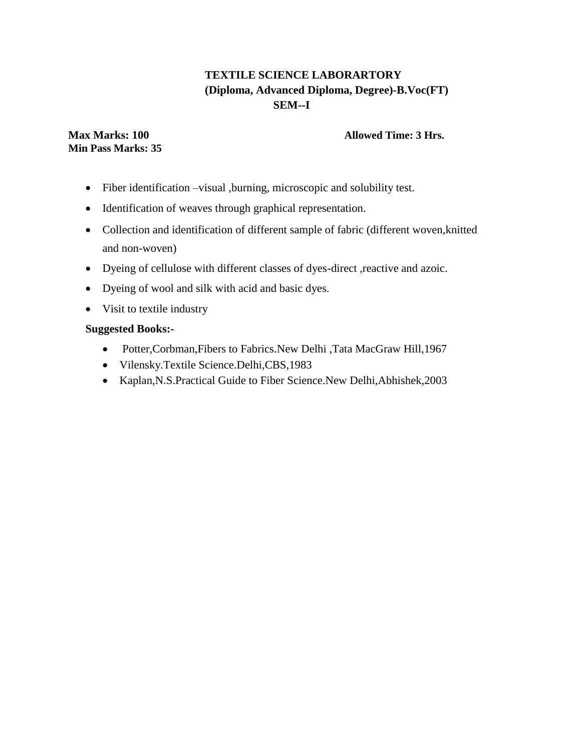# TEXTILE SCIENCE LABORARTORY
## (Diploma, Advanced Diploma, Degree)-B.Voc(FT)
## SEM--I

**Max Marks: 100** **Allowed Time: 3 Hrs.**
**Min Pass Marks: 35**

- Fiber identification –visual ,burning, microscopic and solubility test.
- Identification of weaves through graphical representation.
- Collection and identification of different sample of fabric (different woven,knitted and non-woven)
- Dyeing of cellulose with different classes of dyes-direct ,reactive and azoic.
- Dyeing of wool and silk with acid and basic dyes.
- Visit to textile industry

**Suggested Books:-**

- Potter,Corbman,Fibers to Fabrics.New Delhi ,Tata MacGraw Hill,1967
- Vilensky.Textile Science.Delhi,CBS,1983
- Kaplan,N.S.Practical Guide to Fiber Science.New Delhi,Abhishek,2003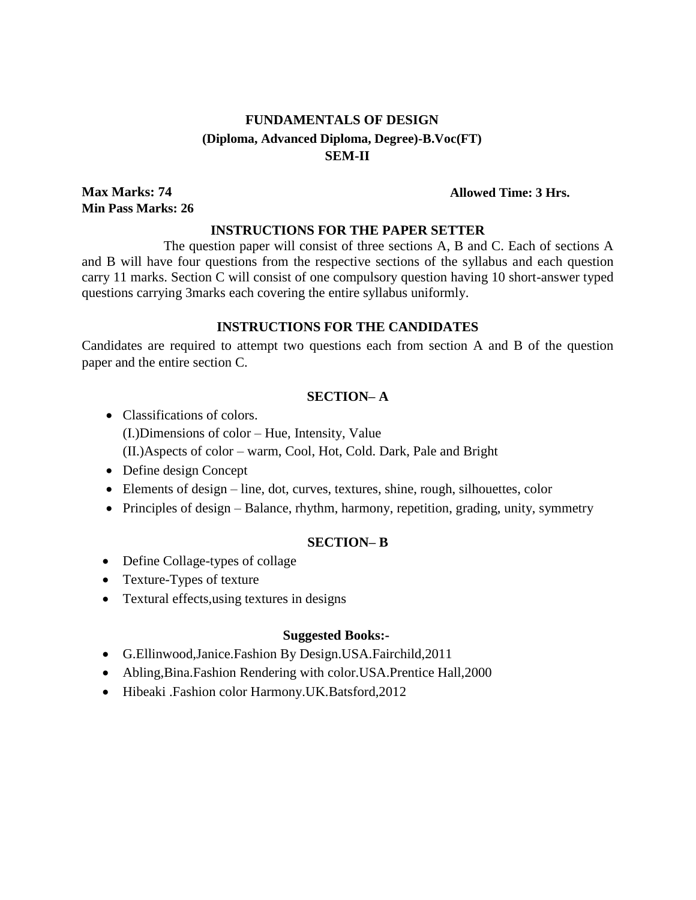# FUNDAMENTALS OF DESIGN
## (Diploma, Advanced Diploma, Degree)-B.Voc(FT)
## SEM-II

**Max Marks: 74** **Allowed Time: 3 Hrs.**
**Min Pass Marks: 26**

### INSTRUCTIONS FOR THE PAPER SETTER

The question paper will consist of three sections A, B and C. Each of sections A and B will have four questions from the respective sections of the syllabus and each question carry 11 marks. Section C will consist of one compulsory question having 10 short-answer typed questions carrying 3marks each covering the entire syllabus uniformly.

### INSTRUCTIONS FOR THE CANDIDATES

Candidates are required to attempt two questions each from section A and B of the question paper and the entire section C.

### SECTION– A

- Classifications of colors.
  (I.)Dimensions of color – Hue, Intensity, Value
  (II.)Aspects of color – warm, Cool, Hot, Cold. Dark, Pale and Bright
- Define design Concept
- Elements of design – line, dot, curves, textures, shine, rough, silhouettes, color
- Principles of design – Balance, rhythm, harmony, repetition, grading, unity, symmetry

### SECTION– B

- Define Collage-types of collage
- Texture-Types of texture
- Textural effects,using textures in designs

### Suggested Books:-

- G.Ellinwood,Janice.Fashion By Design.USA.Fairchild,2011
- Abling,Bina.Fashion Rendering with color.USA.Prentice Hall,2000
- Hibeaki .Fashion color Harmony.UK.Batsford,2012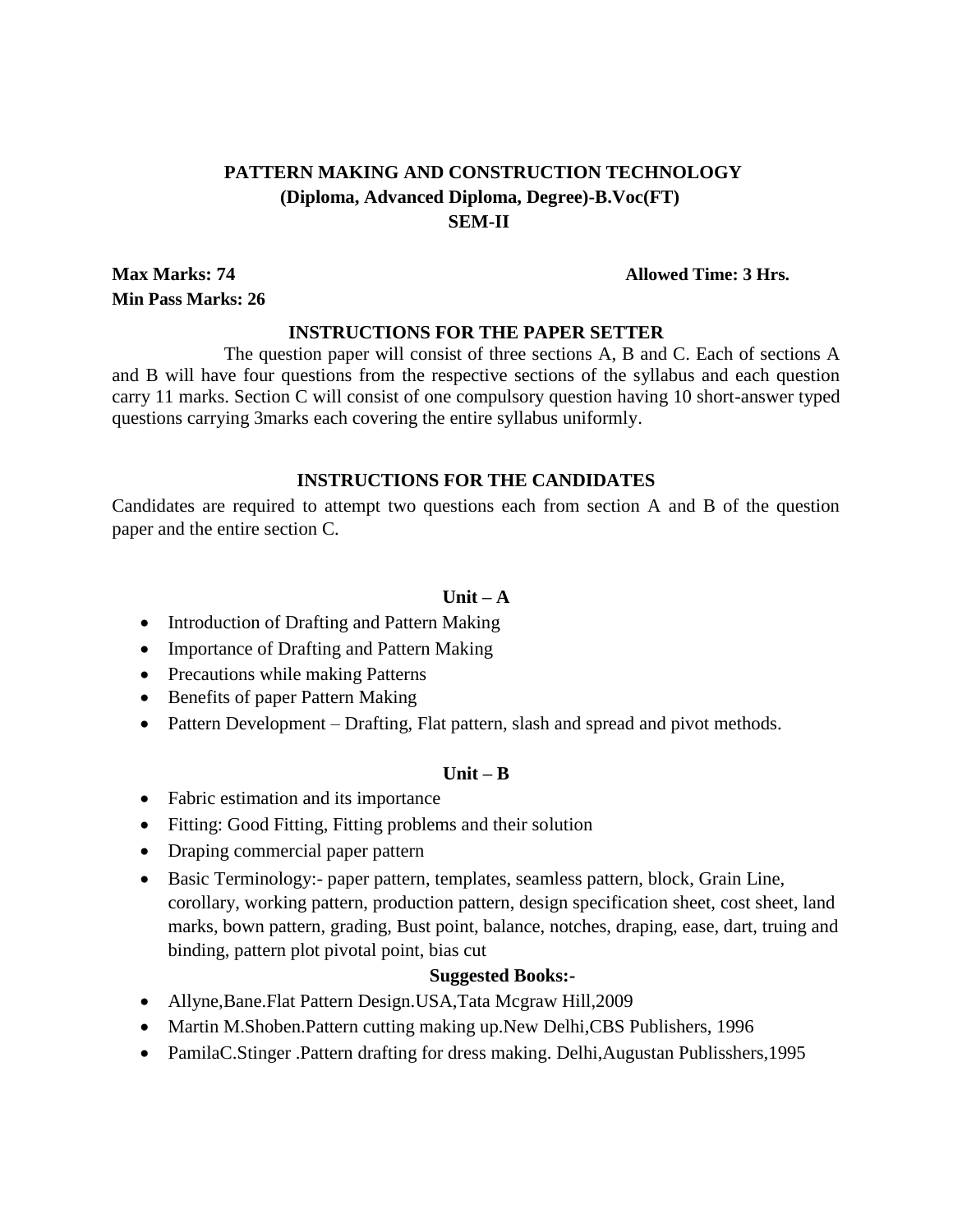# PATTERN MAKING AND CONSTRUCTION TECHNOLOGY
## (Diploma, Advanced Diploma, Degree)-B.Voc(FT)
## SEM-II

**Max Marks: 74** **Allowed Time: 3 Hrs.**
**Min Pass Marks: 26**

### INSTRUCTIONS FOR THE PAPER SETTER

The question paper will consist of three sections A, B and C. Each of sections A and B will have four questions from the respective sections of the syllabus and each question carry 11 marks. Section C will consist of one compulsory question having 10 short-answer typed questions carrying 3marks each covering the entire syllabus uniformly.

### INSTRUCTIONS FOR THE CANDIDATES

Candidates are required to attempt two questions each from section A and B of the question paper and the entire section C.

### Unit – A

- Introduction of Drafting and Pattern Making
- Importance of Drafting and Pattern Making
- Precautions while making Patterns
- Benefits of paper Pattern Making
- Pattern Development – Drafting, Flat pattern, slash and spread and pivot methods.

### Unit – B

- Fabric estimation and its importance
- Fitting: Good Fitting, Fitting problems and their solution
- Draping commercial paper pattern
- Basic Terminology:- paper pattern, templates, seamless pattern, block, Grain Line, corollary, working pattern, production pattern, design specification sheet, cost sheet, land marks, bown pattern, grading, Bust point, balance, notches, draping, ease, dart, truing and binding, pattern plot pivotal point, bias cut

**Suggested Books:-**

- Allyne,Bane.Flat Pattern Design.USA,Tata Mcgraw Hill,2009
- Martin M.Shoben.Pattern cutting making up.New Delhi,CBS Publishers, 1996
- PamilaC.Stinger .Pattern drafting for dress making. Delhi,Augustan Publisshers,1995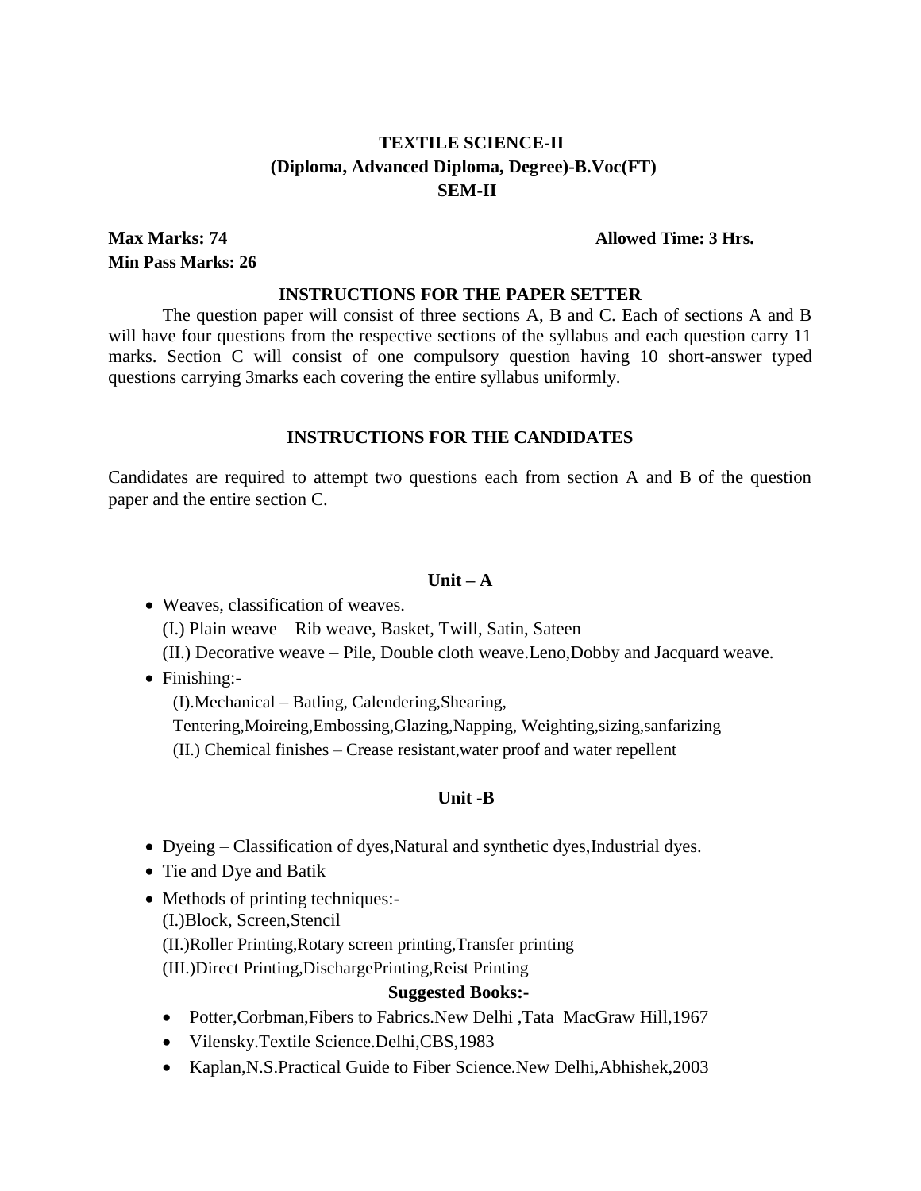# TEXTILE SCIENCE-II
## (Diploma, Advanced Diploma, Degree)-B.Voc(FT)
## SEM-II

**Max Marks: 74** **Allowed Time: 3 Hrs.**
**Min Pass Marks: 26**

### INSTRUCTIONS FOR THE PAPER SETTER

The question paper will consist of three sections A, B and C. Each of sections A and B will have four questions from the respective sections of the syllabus and each question carry 11 marks. Section C will consist of one compulsory question having 10 short-answer typed questions carrying 3marks each covering the entire syllabus uniformly.

### INSTRUCTIONS FOR THE CANDIDATES

Candidates are required to attempt two questions each from section A and B of the question paper and the entire section C.

### Unit – A

- Weaves, classification of weaves.
  (I.) Plain weave – Rib weave, Basket, Twill, Satin, Sateen
  (II.) Decorative weave – Pile, Double cloth weave.Leno,Dobby and Jacquard weave.
- Finishing:-
  (I).Mechanical – Batling, Calendering,Shearing, Tentering,Moireing,Embossing,Glazing,Napping, Weighting,sizing,sanfarizing
  (II.) Chemical finishes – Crease resistant,water proof and water repellent

### Unit -B

- Dyeing – Classification of dyes,Natural and synthetic dyes,Industrial dyes.
- Tie and Dye and Batik
- Methods of printing techniques:-
  (I.)Block, Screen,Stencil
  (II.)Roller Printing,Rotary screen printing,Transfer printing
  (III.)Direct Printing,DischargePrinting,Reist Printing

### Suggested Books:-

- Potter,Corbman,Fibers to Fabrics.New Delhi ,Tata MacGraw Hill,1967
- Vilensky.Textile Science.Delhi,CBS,1983
- Kaplan,N.S.Practical Guide to Fiber Science.New Delhi,Abhishek,2003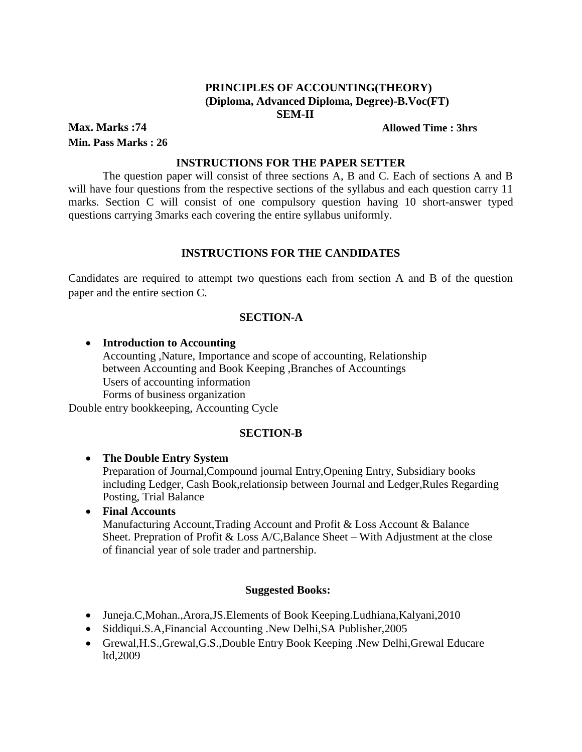# PRINCIPLES OF ACCOUNTING(THEORY)
## (Diploma, Advanced Diploma, Degree)-B.Voc(FT)
## SEM-II

**Max. Marks :74** **Allowed Time : 3hrs**

**Min. Pass Marks : 26**

### INSTRUCTIONS FOR THE PAPER SETTER

The question paper will consist of three sections A, B and C. Each of sections A and B will have four questions from the respective sections of the syllabus and each question carry 11 marks. Section C will consist of one compulsory question having 10 short-answer typed questions carrying 3marks each covering the entire syllabus uniformly.

### INSTRUCTIONS FOR THE CANDIDATES

Candidates are required to attempt two questions each from section A and B of the question paper and the entire section C.

### SECTION-A

- **Introduction to Accounting**
  Accounting ,Nature, Importance and scope of accounting, Relationship between Accounting and Book Keeping ,Branches of Accountings
  Users of accounting information
  Forms of business organization

Double entry bookkeeping, Accounting Cycle

### SECTION-B

- **The Double Entry System**
  Preparation of Journal,Compound journal Entry,Opening Entry, Subsidiary books including Ledger, Cash Book,relationsip between Journal and Ledger,Rules Regarding Posting, Trial Balance
- **Final Accounts**
  Manufacturing Account,Trading Account and Profit & Loss Account & Balance Sheet. Prepration of Profit & Loss A/C,Balance Sheet – With Adjustment at the close of financial year of sole trader and partnership.

### Suggested Books:

- Juneja.C,Mohan.,Arora,JS.Elements of Book Keeping.Ludhiana,Kalyani,2010
- Siddiqui.S.A,Financial Accounting .New Delhi,SA Publisher,2005
- Grewal,H.S.,Grewal,G.S.,Double Entry Book Keeping .New Delhi,Grewal Educare ltd,2009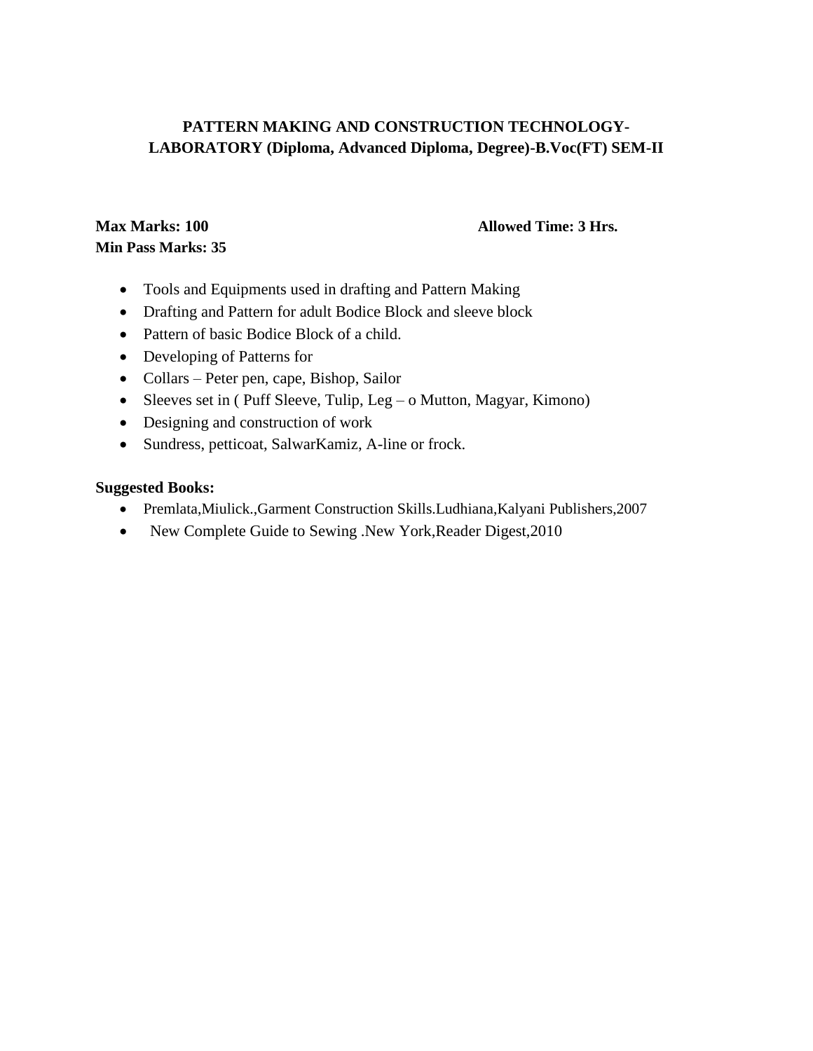# PATTERN MAKING AND CONSTRUCTION TECHNOLOGY-LABORATORY (Diploma, Advanced Diploma, Degree)-B.Voc(FT) SEM-II

**Max Marks: 100** **Allowed Time: 3 Hrs.**
**Min Pass Marks: 35**

- Tools and Equipments used in drafting and Pattern Making
- Drafting and Pattern for adult Bodice Block and sleeve block
- Pattern of basic Bodice Block of a child.
- Developing of Patterns for
- Collars – Peter pen, cape, Bishop, Sailor
- Sleeves set in ( Puff Sleeve, Tulip, Leg – o Mutton, Magyar, Kimono)
- Designing and construction of work
- Sundress, petticoat, SalwarKamiz, A-line or frock.

**Suggested Books:**

- Premlata,Miulick.,Garment Construction Skills.Ludhiana,Kalyani Publishers,2007
- New Complete Guide to Sewing .New York,Reader Digest,2010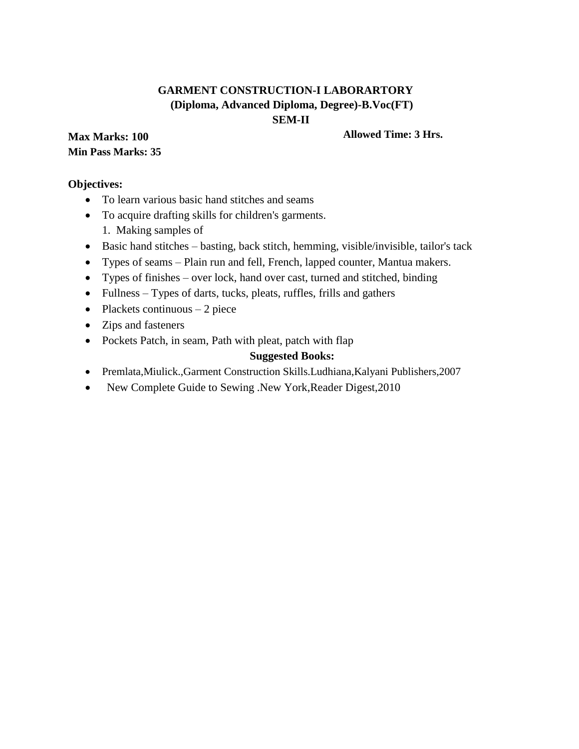# GARMENT CONSTRUCTION-I LABORARTORY
## (Diploma, Advanced Diploma, Degree)-B.Voc(FT)
## SEM-II

**Max Marks: 100** **Allowed Time: 3 Hrs.**
**Min Pass Marks: 35**

**Objectives:**

- To learn various basic hand stitches and seams
- To acquire drafting skills for children's garments.
  1. Making samples of
- Basic hand stitches – basting, back stitch, hemming, visible/invisible, tailor's tack
- Types of seams – Plain run and fell, French, lapped counter, Mantua makers.
- Types of finishes – over lock, hand over cast, turned and stitched, binding
- Fullness – Types of darts, tucks, pleats, ruffles, frills and gathers
- Plackets continuous – 2 piece
- Zips and fasteners
- Pockets Patch, in seam, Path with pleat, patch with flap

**Suggested Books:**

- Premlata,Miulick.,Garment Construction Skills.Ludhiana,Kalyani Publishers,2007
- New Complete Guide to Sewing .New York,Reader Digest,2010